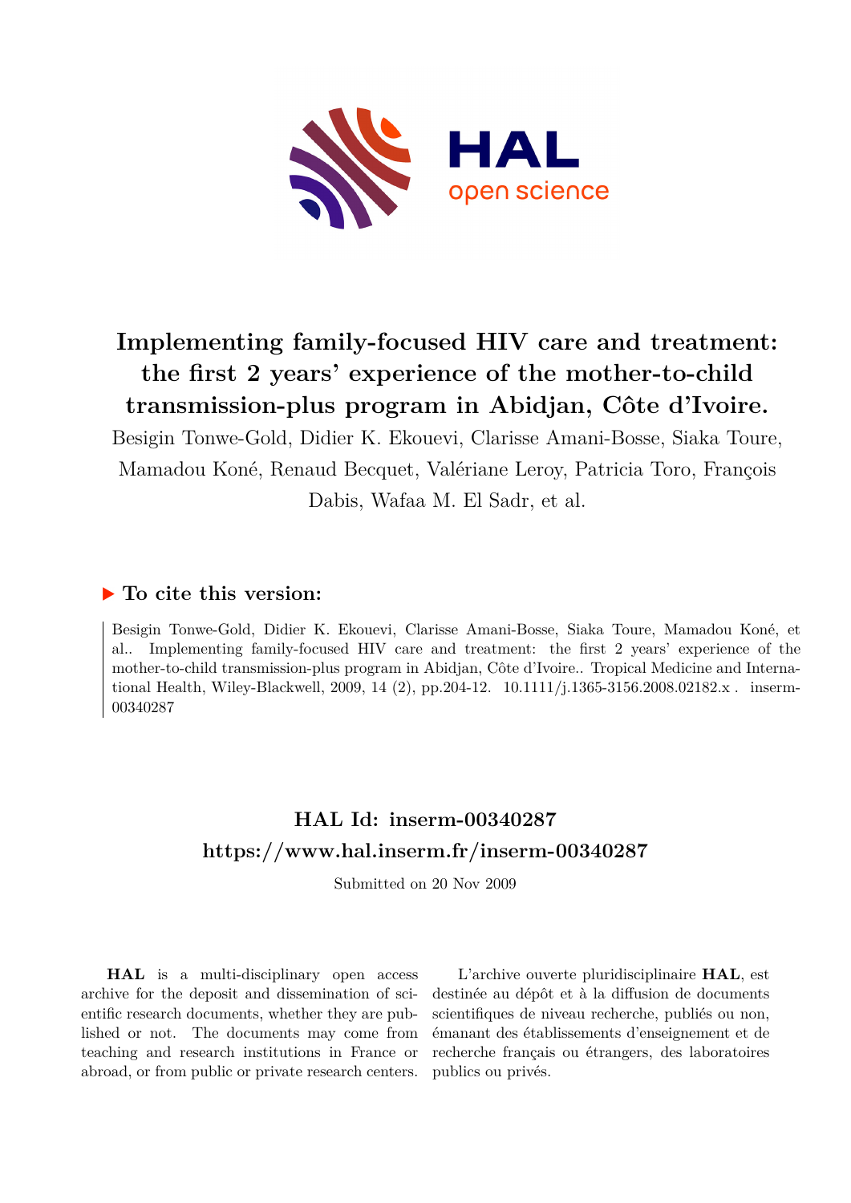# Implementing family-focused HIV care and treatment: the first 2 years' experience of the mother-to-child transmission-plus program in Abidjan, Côte d'Ivoire.

Besigin Tonwe-Gold, Didier K. Ekouevi, Clarisse Amani-Bosse, Siaka Toure, Mamadou Koné, Renaud Becquet, Valériane Leroy, Patricia Toro, François Dabis, Wafaa M. El Sadr, et al.

## ▶ To cite this version:

Besigin Tonwe-Gold, Didier K. Ekouevi, Clarisse Amani-Bosse, Siaka Toure, Mamadou Koné, et al.. Implementing family-focused HIV care and treatment: the first 2 years' experience of the mother-to-child transmission-plus program in Abidjan, Côte d'Ivoire.. Tropical Medicine and International Health, Wiley-Blackwell, 2009, 14 (2), pp.204-12. 10.1111/j.1365-3156.2008.02182.x . inserm-00340287

## HAL Id: inserm-00340287

## https://www.hal.inserm.fr/inserm-00340287

Submitted on 20 Nov 2009

**HAL** is a multi-disciplinary open access archive for the deposit and dissemination of scientific research documents, whether they are published or not. The documents may come from teaching and research institutions in France or abroad, or from public or private research centers.

L'archive ouverte pluridisciplinaire **HAL**, est destinée au dépôt et à la diffusion de documents scientifiques de niveau recherche, publiés ou non, émanant des établissements d'enseignement et de recherche français ou étrangers, des laboratoires publics ou privés.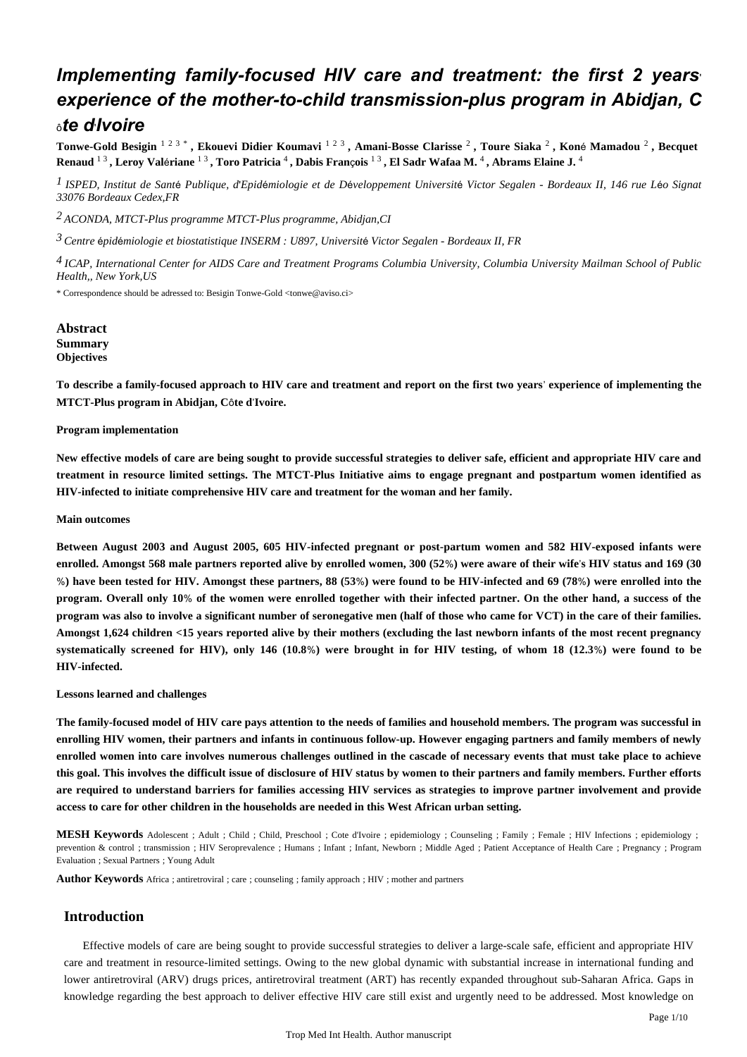# Implementing family-focused HIV care and treatment: the first 2 years' experience of the mother-to-child transmission-plus program in Abidjan, Côte d'Ivoire

**Tonwe-Gold Besigin** [1 2 3 *] **, Ekouevi Didier Koumavi** [1 2 3] **, Amani-Bosse Clarisse** [2] **, Toure Siaka** [2] **, Koné Mamadou** [2] **, Becquet Renaud** [1 3] **, Leroy Valériane** [1 3] **, Toro Patricia** [4] **, Dabis François** [1 3] **, El Sadr Wafaa M.** [4] **, Abrams Elaine J.** [4]

[1] *ISPED, Institut de Santé Publique, d'Epidémiologie et de Développement Université Victor Segalen - Bordeaux II, 146 rue Léo Signat 33076 Bordeaux Cedex,FR*

[2] *ACONDA, MTCT-Plus programme MTCT-Plus programme, Abidjan,CI*

[3] *Centre épidémiologie et biostatistique INSERM : U897, Université Victor Segalen - Bordeaux II, FR*

[4] *ICAP, International Center for AIDS Care and Treatment Programs Columbia University, Columbia University Mailman School of Public Health,, New York,US*

\* Correspondence should be adressed to: Besigin Tonwe-Gold <tonwe@aviso.ci>

**Abstract**

**Summary**

**Objectives**

**To describe a family-focused approach to HIV care and treatment and report on the first two years' experience of implementing the MTCT-Plus program in Abidjan, Côte d'Ivoire.**

**Program implementation**

**New effective models of care are being sought to provide successful strategies to deliver safe, efficient and appropriate HIV care and treatment in resource limited settings. The MTCT-Plus Initiative aims to engage pregnant and postpartum women identified as HIV-infected to initiate comprehensive HIV care and treatment for the woman and her family.**

**Main outcomes**

**Between August 2003 and August 2005, 605 HIV-infected pregnant or post-partum women and 582 HIV-exposed infants were enrolled. Amongst 568 male partners reported alive by enrolled women, 300 (52%) were aware of their wife's HIV status and 169 (30 %) have been tested for HIV. Amongst these partners, 88 (53%) were found to be HIV-infected and 69 (78%) were enrolled into the program. Overall only 10% of the women were enrolled together with their infected partner. On the other hand, a success of the program was also to involve a significant number of seronegative men (half of those who came for VCT) in the care of their families. Amongst 1,624 children <15 years reported alive by their mothers (excluding the last newborn infants of the most recent pregnancy systematically screened for HIV), only 146 (10.8%) were brought in for HIV testing, of whom 18 (12.3%) were found to be HIV-infected.**

**Lessons learned and challenges**

**The family-focused model of HIV care pays attention to the needs of families and household members. The program was successful in enrolling HIV women, their partners and infants in continuous follow-up. However engaging partners and family members of newly enrolled women into care involves numerous challenges outlined in the cascade of necessary events that must take place to achieve this goal. This involves the difficult issue of disclosure of HIV status by women to their partners and family members. Further efforts are required to understand barriers for families accessing HIV services as strategies to improve partner involvement and provide access to care for other children in the households are needed in this West African urban setting.**

**MESH Keywords** Adolescent ; Adult ; Child ; Child, Preschool ; Cote d'Ivoire ; epidemiology ; Counseling ; Family ; Female ; HIV Infections ; epidemiology ; prevention & control ; transmission ; HIV Seroprevalence ; Humans ; Infant ; Infant, Newborn ; Middle Aged ; Patient Acceptance of Health Care ; Pregnancy ; Program Evaluation ; Sexual Partners ; Young Adult

**Author Keywords** Africa ; antiretroviral ; care ; counseling ; family approach ; HIV ; mother and partners

## Introduction

Effective models of care are being sought to provide successful strategies to deliver a large-scale safe, efficient and appropriate HIV care and treatment in resource-limited settings. Owing to the new global dynamic with substantial increase in international funding and lower antiretroviral (ARV) drugs prices, antiretroviral treatment (ART) has recently expanded throughout sub-Saharan Africa. Gaps in knowledge regarding the best approach to deliver effective HIV care still exist and urgently need to be addressed. Most knowledge on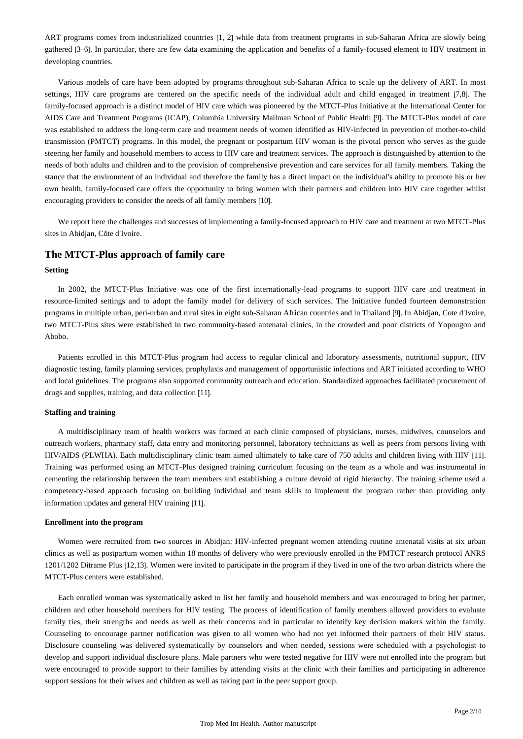ART programs comes from industrialized countries [1, 2] while data from treatment programs in sub-Saharan Africa are slowly being gathered [3–6]. In particular, there are few data examining the application and benefits of a family-focused element to HIV treatment in developing countries.

Various models of care have been adopted by programs throughout sub-Saharan Africa to scale up the delivery of ART. In most settings, HIV care programs are centered on the specific needs of the individual adult and child engaged in treatment [7,8]. The family-focused approach is a distinct model of HIV care which was pioneered by the MTCT-Plus Initiative at the International Center for AIDS Care and Treatment Programs (ICAP), Columbia University Mailman School of Public Health [9]. The MTCT-Plus model of care was established to address the long-term care and treatment needs of women identified as HIV-infected in prevention of mother-to-child transmission (PMTCT) programs. In this model, the pregnant or postpartum HIV woman is the pivotal person who serves as the guide steering her family and household members to access to HIV care and treatment services. The approach is distinguished by attention to the needs of both adults and children and to the provision of comprehensive prevention and care services for all family members. Taking the stance that the environment of an individual and therefore the family has a direct impact on the individual's ability to promote his or her own health, family-focused care offers the opportunity to bring women with their partners and children into HIV care together whilst encouraging providers to consider the needs of all family members [10].

We report here the challenges and successes of implementing a family-focused approach to HIV care and treatment at two MTCT-Plus sites in Abidjan, Côte d'Ivoire.

## The MTCT-Plus approach of family care

### Setting

In 2002, the MTCT-Plus Initiative was one of the first internationally-lead programs to support HIV care and treatment in resource-limited settings and to adopt the family model for delivery of such services. The Initiative funded fourteen demonstration programs in multiple urban, peri-urban and rural sites in eight sub-Saharan African countries and in Thailand [9]. In Abidjan, Cote d'Ivoire, two MTCT-Plus sites were established in two community-based antenatal clinics, in the crowded and poor districts of Yopougon and Abobo.

Patients enrolled in this MTCT-Plus program had access to regular clinical and laboratory assessments, nutritional support, HIV diagnostic testing, family planning services, prophylaxis and management of opportunistic infections and ART initiated according to WHO and local guidelines. The programs also supported community outreach and education. Standardized approaches facilitated procurement of drugs and supplies, training, and data collection [11].

### Staffing and training

A multidisciplinary team of health workers was formed at each clinic composed of physicians, nurses, midwives, counselors and outreach workers, pharmacy staff, data entry and monitoring personnel, laboratory technicians as well as peers from persons living with HIV/AIDS (PLWHA). Each multidisciplinary clinic team aimed ultimately to take care of 750 adults and children living with HIV [11]. Training was performed using an MTCT-Plus designed training curriculum focusing on the team as a whole and was instrumental in cementing the relationship between the team members and establishing a culture devoid of rigid hierarchy. The training scheme used a competency-based approach focusing on building individual and team skills to implement the program rather than providing only information updates and general HIV training [11].

### Enrollment into the program

Women were recruited from two sources in Abidjan: HIV-infected pregnant women attending routine antenatal visits at six urban clinics as well as postpartum women within 18 months of delivery who were previously enrolled in the PMTCT research protocol ANRS 1201/1202 Ditrame Plus [12,13]. Women were invited to participate in the program if they lived in one of the two urban districts where the MTCT-Plus centers were established.

Each enrolled woman was systematically asked to list her family and household members and was encouraged to bring her partner, children and other household members for HIV testing. The process of identification of family members allowed providers to evaluate family ties, their strengths and needs as well as their concerns and in particular to identify key decision makers within the family. Counseling to encourage partner notification was given to all women who had not yet informed their partners of their HIV status. Disclosure counseling was delivered systematically by counselors and when needed, sessions were scheduled with a psychologist to develop and support individual disclosure plans. Male partners who were tested negative for HIV were not enrolled into the program but were encouraged to provide support to their families by attending visits at the clinic with their families and participating in adherence support sessions for their wives and children as well as taking part in the peer support group.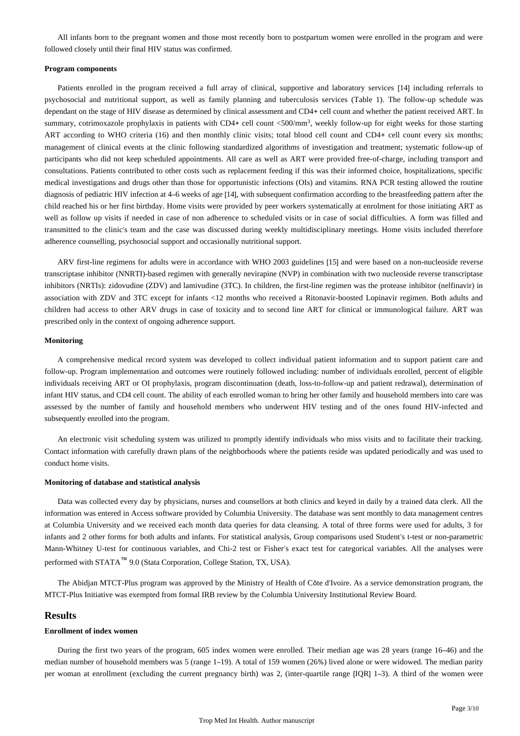All infants born to the pregnant women and those most recently born to postpartum women were enrolled in the program and were followed closely until their final HIV status was confirmed.

### Program components

Patients enrolled in the program received a full array of clinical, supportive and laboratory services [14] including referrals to psychosocial and nutritional support, as well as family planning and tuberculosis services (Table 1). The follow-up schedule was dependant on the stage of HIV disease as determined by clinical assessment and CD4+ cell count and whether the patient received ART. In summary, cotrimoxazole prophylaxis in patients with CD4+ cell count <500/mm$^3$, weekly follow-up for eight weeks for those starting ART according to WHO criteria (16) and then monthly clinic visits; total blood cell count and CD4+ cell count every six months; management of clinical events at the clinic following standardized algorithms of investigation and treatment; systematic follow-up of participants who did not keep scheduled appointments. All care as well as ART were provided free-of-charge, including transport and consultations. Patients contributed to other costs such as replacement feeding if this was their informed choice, hospitalizations, specific medical investigations and drugs other than those for opportunistic infections (OIs) and vitamins. RNA PCR testing allowed the routine diagnosis of pediatric HIV infection at 4–6 weeks of age [14], with subsequent confirmation according to the breastfeeding pattern after the child reached his or her first birthday. Home visits were provided by peer workers systematically at enrolment for those initiating ART as well as follow up visits if needed in case of non adherence to scheduled visits or in case of social difficulties. A form was filled and transmitted to the clinic's team and the case was discussed during weekly multidisciplinary meetings. Home visits included therefore adherence counselling, psychosocial support and occasionally nutritional support.

ARV first-line regimens for adults were in accordance with WHO 2003 guidelines [15] and were based on a non-nucleoside reverse transcriptase inhibitor (NNRTI)-based regimen with generally nevirapine (NVP) in combination with two nucleoside reverse transcriptase inhibitors (NRTIs): zidovudine (ZDV) and lamivudine (3TC). In children, the first-line regimen was the protease inhibitor (nelfinavir) in association with ZDV and 3TC except for infants <12 months who received a Ritonavir-boosted Lopinavir regimen. Both adults and children had access to other ARV drugs in case of toxicity and to second line ART for clinical or immunological failure. ART was prescribed only in the context of ongoing adherence support.

### Monitoring

A comprehensive medical record system was developed to collect individual patient information and to support patient care and follow-up. Program implementation and outcomes were routinely followed including: number of individuals enrolled, percent of eligible individuals receiving ART or OI prophylaxis, program discontinuation (death, loss-to-follow-up and patient redrawal), determination of infant HIV status, and CD4 cell count. The ability of each enrolled woman to bring her other family and household members into care was assessed by the number of family and household members who underwent HIV testing and of the ones found HIV-infected and subsequently enrolled into the program.

An electronic visit scheduling system was utilized to promptly identify individuals who miss visits and to facilitate their tracking. Contact information with carefully drawn plans of the neighborhoods where the patients reside was updated periodically and was used to conduct home visits.

### Monitoring of database and statistical analysis

Data was collected every day by physicians, nurses and counsellors at both clinics and keyed in daily by a trained data clerk. All the information was entered in Access software provided by Columbia University. The database was sent monthly to data management centres at Columbia University and we received each month data queries for data cleansing. A total of three forms were used for adults, 3 for infants and 2 other forms for both adults and infants. For statistical analysis, Group comparisons used Student's t-test or non-parametric Mann-Whitney U-test for continuous variables, and Chi-2 test or Fisher's exact test for categorical variables. All the analyses were performed with STATA™ 9.0 (Stata Corporation, College Station, TX, USA).

The Abidjan MTCT-Plus program was approved by the Ministry of Health of Côte d'Ivoire. As a service demonstration program, the MTCT-Plus Initiative was exempted from formal IRB review by the Columbia University Institutional Review Board.

## Results

### Enrollment of index women

During the first two years of the program, 605 index women were enrolled. Their median age was 28 years (range 16–46) and the median number of household members was 5 (range 1–19). A total of 159 women (26%) lived alone or were widowed. The median parity per woman at enrollment (excluding the current pregnancy birth) was 2, (inter-quartile range [IQR] 1–3). A third of the women were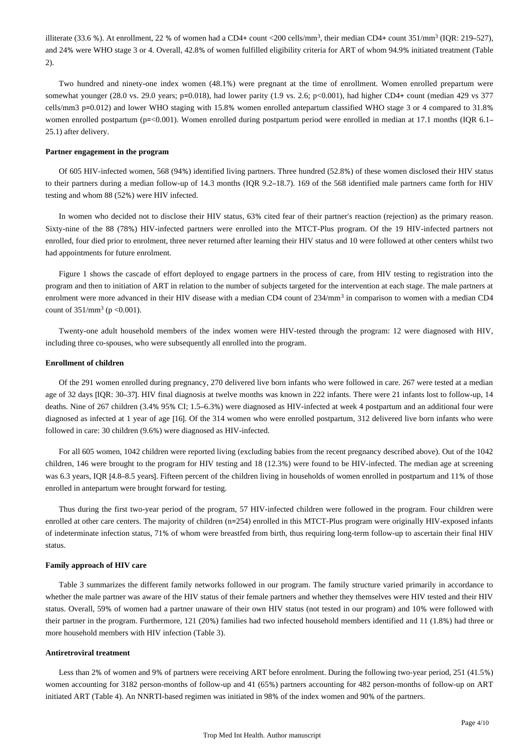illiterate (33.6 %). At enrollment, 22 % of women had a CD4+ count <200 cells/mm$^3$, their median CD4+ count 351/mm$^3$ (IQR: 219–527), and 24% were WHO stage 3 or 4. Overall, 42.8% of women fulfilled eligibility criteria for ART of whom 94.9% initiated treatment (Table 2).

Two hundred and ninety-one index women (48.1%) were pregnant at the time of enrollment. Women enrolled prepartum were somewhat younger (28.0 vs. 29.0 years; p=0.018), had lower parity (1.9 vs. 2.6; p<0.001), had higher CD4+ count (median 429 vs 377 cells/mm3 p=0.012) and lower WHO staging with 15.8% women enrolled antepartum classified WHO stage 3 or 4 compared to 31.8% women enrolled postpartum (p=<0.001). Women enrolled during postpartum period were enrolled in median at 17.1 months (IQR 6.1–25.1) after delivery.

#### Partner engagement in the program

Of 605 HIV-infected women, 568 (94%) identified living partners. Three hundred (52.8%) of these women disclosed their HIV status to their partners during a median follow-up of 14.3 months (IQR 9.2–18.7). 169 of the 568 identified male partners came forth for HIV testing and whom 88 (52%) were HIV infected.

In women who decided not to disclose their HIV status, 63% cited fear of their partner's reaction (rejection) as the primary reason. Sixty-nine of the 88 (78%) HIV-infected partners were enrolled into the MTCT-Plus program. Of the 19 HIV-infected partners not enrolled, four died prior to enrolment, three never returned after learning their HIV status and 10 were followed at other centers whilst two had appointments for future enrolment.

Figure 1 shows the cascade of effort deployed to engage partners in the process of care, from HIV testing to registration into the program and then to initiation of ART in relation to the number of subjects targeted for the intervention at each stage. The male partners at enrolment were more advanced in their HIV disease with a median CD4 count of 234/mm$^3$ in comparison to women with a median CD4 count of 351/mm$^3$ (p <0.001).

Twenty-one adult household members of the index women were HIV-tested through the program: 12 were diagnosed with HIV, including three co-spouses, who were subsequently all enrolled into the program.

#### Enrollment of children

Of the 291 women enrolled during pregnancy, 270 delivered live born infants who were followed in care. 267 were tested at a median age of 32 days [IQR: 30–37]. HIV final diagnosis at twelve months was known in 222 infants. There were 21 infants lost to follow-up, 14 deaths. Nine of 267 children (3.4% 95% CI; 1.5–6.3%) were diagnosed as HIV-infected at week 4 postpartum and an additional four were diagnosed as infected at 1 year of age [16]. Of the 314 women who were enrolled postpartum, 312 delivered live born infants who were followed in care: 30 children (9.6%) were diagnosed as HIV-infected.

For all 605 women, 1042 children were reported living (excluding babies from the recent pregnancy described above). Out of the 1042 children, 146 were brought to the program for HIV testing and 18 (12.3%) were found to be HIV-infected. The median age at screening was 6.3 years, IQR [4.8–8.5 years]. Fifteen percent of the children living in households of women enrolled in postpartum and 11% of those enrolled in antepartum were brought forward for testing.

Thus during the first two-year period of the program, 57 HIV-infected children were followed in the program. Four children were enrolled at other care centers. The majority of children (n=254) enrolled in this MTCT-Plus program were originally HIV-exposed infants of indeterminate infection status, 71% of whom were breastfed from birth, thus requiring long-term follow-up to ascertain their final HIV status.

#### Family approach of HIV care

Table 3 summarizes the different family networks followed in our program. The family structure varied primarily in accordance to whether the male partner was aware of the HIV status of their female partners and whether they themselves were HIV tested and their HIV status. Overall, 59% of women had a partner unaware of their own HIV status (not tested in our program) and 10% were followed with their partner in the program. Furthermore, 121 (20%) families had two infected household members identified and 11 (1.8%) had three or more household members with HIV infection (Table 3).

#### Antiretroviral treatment

Less than 2% of women and 9% of partners were receiving ART before enrolment. During the following two-year period, 251 (41.5%) women accounting for 3182 person-months of follow-up and 41 (65%) partners accounting for 482 person-months of follow-up on ART initiated ART (Table 4). An NNRTI-based regimen was initiated in 98% of the index women and 90% of the partners.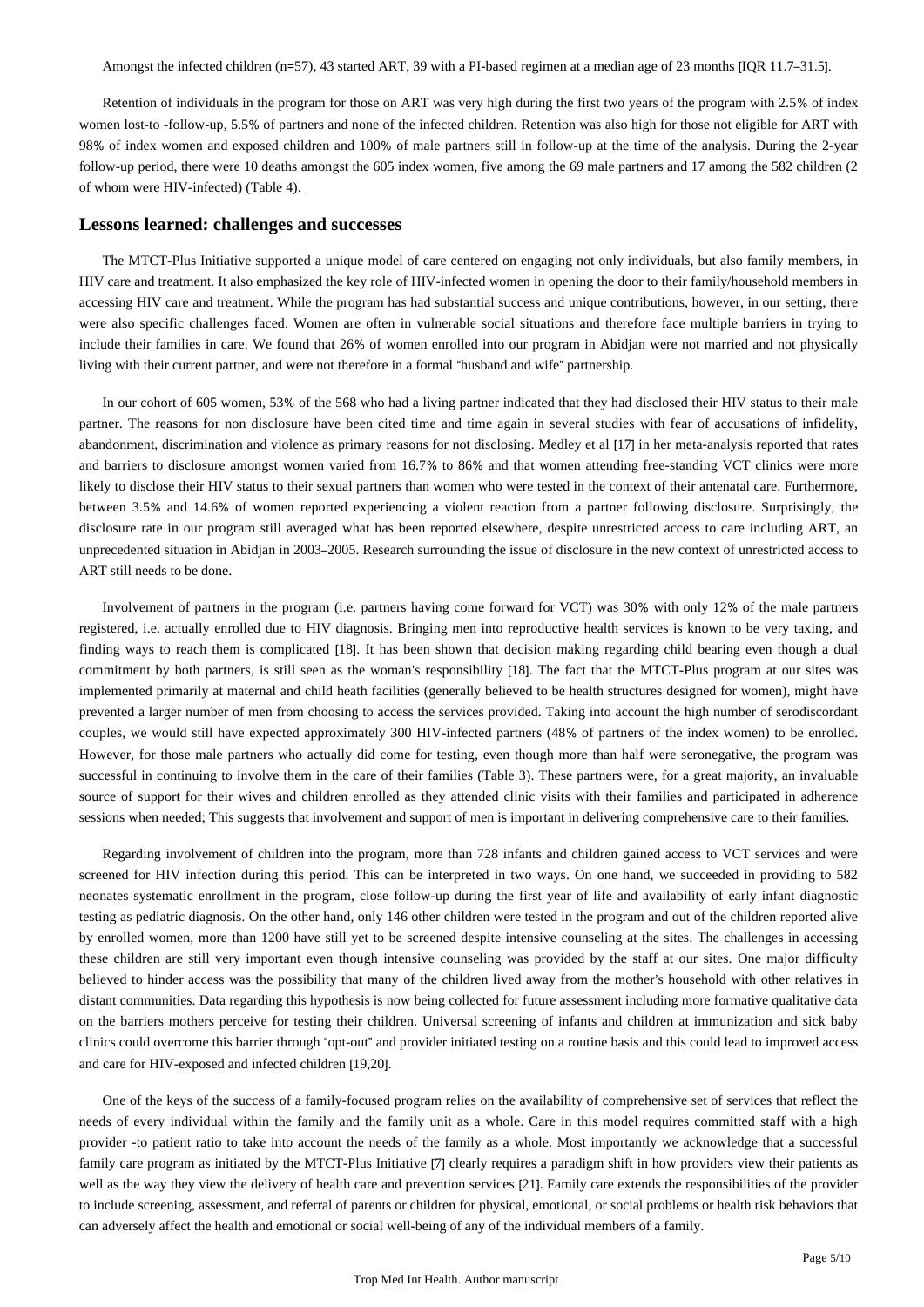Amongst the infected children (n=57), 43 started ART, 39 with a PI-based regimen at a median age of 23 months [IQR 11.7–31.5].

Retention of individuals in the program for those on ART was very high during the first two years of the program with 2.5% of index women lost-to -follow-up, 5.5% of partners and none of the infected children. Retention was also high for those not eligible for ART with 98% of index women and exposed children and 100% of male partners still in follow-up at the time of the analysis. During the 2-year follow-up period, there were 10 deaths amongst the 605 index women, five among the 69 male partners and 17 among the 582 children (2 of whom were HIV-infected) (Table 4).

## Lessons learned: challenges and successes

The MTCT-Plus Initiative supported a unique model of care centered on engaging not only individuals, but also family members, in HIV care and treatment. It also emphasized the key role of HIV-infected women in opening the door to their family/household members in accessing HIV care and treatment. While the program has had substantial success and unique contributions, however, in our setting, there were also specific challenges faced. Women are often in vulnerable social situations and therefore face multiple barriers in trying to include their families in care. We found that 26% of women enrolled into our program in Abidjan were not married and not physically living with their current partner, and were not therefore in a formal "husband and wife" partnership.

In our cohort of 605 women, 53% of the 568 who had a living partner indicated that they had disclosed their HIV status to their male partner. The reasons for non disclosure have been cited time and time again in several studies with fear of accusations of infidelity, abandonment, discrimination and violence as primary reasons for not disclosing. Medley et al [17] in her meta-analysis reported that rates and barriers to disclosure amongst women varied from 16.7% to 86% and that women attending free-standing VCT clinics were more likely to disclose their HIV status to their sexual partners than women who were tested in the context of their antenatal care. Furthermore, between 3.5% and 14.6% of women reported experiencing a violent reaction from a partner following disclosure. Surprisingly, the disclosure rate in our program still averaged what has been reported elsewhere, despite unrestricted access to care including ART, an unprecedented situation in Abidjan in 2003–2005. Research surrounding the issue of disclosure in the new context of unrestricted access to ART still needs to be done.

Involvement of partners in the program (i.e. partners having come forward for VCT) was 30% with only 12% of the male partners registered, i.e. actually enrolled due to HIV diagnosis. Bringing men into reproductive health services is known to be very taxing, and finding ways to reach them is complicated [18]. It has been shown that decision making regarding child bearing even though a dual commitment by both partners, is still seen as the woman's responsibility [18]. The fact that the MTCT-Plus program at our sites was implemented primarily at maternal and child heath facilities (generally believed to be health structures designed for women), might have prevented a larger number of men from choosing to access the services provided. Taking into account the high number of serodiscordant couples, we would still have expected approximately 300 HIV-infected partners (48% of partners of the index women) to be enrolled. However, for those male partners who actually did come for testing, even though more than half were seronegative, the program was successful in continuing to involve them in the care of their families (Table 3). These partners were, for a great majority, an invaluable source of support for their wives and children enrolled as they attended clinic visits with their families and participated in adherence sessions when needed; This suggests that involvement and support of men is important in delivering comprehensive care to their families.

Regarding involvement of children into the program, more than 728 infants and children gained access to VCT services and were screened for HIV infection during this period. This can be interpreted in two ways. On one hand, we succeeded in providing to 582 neonates systematic enrollment in the program, close follow-up during the first year of life and availability of early infant diagnostic testing as pediatric diagnosis. On the other hand, only 146 other children were tested in the program and out of the children reported alive by enrolled women, more than 1200 have still yet to be screened despite intensive counseling at the sites. The challenges in accessing these children are still very important even though intensive counseling was provided by the staff at our sites. One major difficulty believed to hinder access was the possibility that many of the children lived away from the mother's household with other relatives in distant communities. Data regarding this hypothesis is now being collected for future assessment including more formative qualitative data on the barriers mothers perceive for testing their children. Universal screening of infants and children at immunization and sick baby clinics could overcome this barrier through "opt-out" and provider initiated testing on a routine basis and this could lead to improved access and care for HIV-exposed and infected children [19,20].

One of the keys of the success of a family-focused program relies on the availability of comprehensive set of services that reflect the needs of every individual within the family and the family unit as a whole. Care in this model requires committed staff with a high provider -to patient ratio to take into account the needs of the family as a whole. Most importantly we acknowledge that a successful family care program as initiated by the MTCT-Plus Initiative [7] clearly requires a paradigm shift in how providers view their patients as well as the way they view the delivery of health care and prevention services [21]. Family care extends the responsibilities of the provider to include screening, assessment, and referral of parents or children for physical, emotional, or social problems or health risk behaviors that can adversely affect the health and emotional or social well-being of any of the individual members of a family.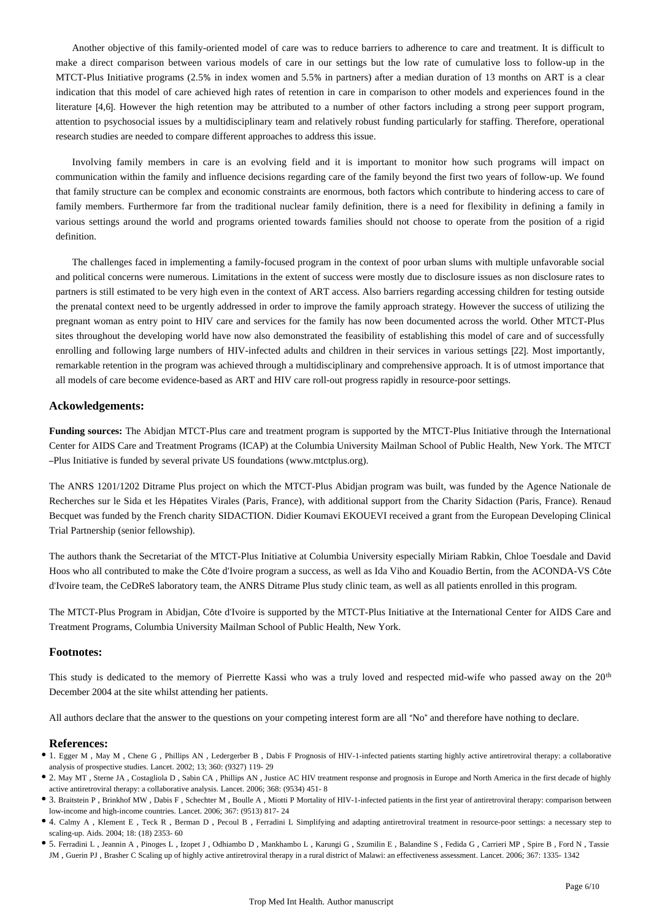Another objective of this family-oriented model of care was to reduce barriers to adherence to care and treatment. It is difficult to make a direct comparison between various models of care in our settings but the low rate of cumulative loss to follow-up in the MTCT-Plus Initiative programs (2.5% in index women and 5.5% in partners) after a median duration of 13 months on ART is a clear indication that this model of care achieved high rates of retention in care in comparison to other models and experiences found in the literature [4,6]. However the high retention may be attributed to a number of other factors including a strong peer support program, attention to psychosocial issues by a multidisciplinary team and relatively robust funding particularly for staffing. Therefore, operational research studies are needed to compare different approaches to address this issue.

Involving family members in care is an evolving field and it is important to monitor how such programs will impact on communication within the family and influence decisions regarding care of the family beyond the first two years of follow-up. We found that family structure can be complex and economic constraints are enormous, both factors which contribute to hindering access to care of family members. Furthermore far from the traditional nuclear family definition, there is a need for flexibility in defining a family in various settings around the world and programs oriented towards families should not choose to operate from the position of a rigid definition.

The challenges faced in implementing a family-focused program in the context of poor urban slums with multiple unfavorable social and political concerns were numerous. Limitations in the extent of success were mostly due to disclosure issues as non disclosure rates to partners is still estimated to be very high even in the context of ART access. Also barriers regarding accessing children for testing outside the prenatal context need to be urgently addressed in order to improve the family approach strategy. However the success of utilizing the pregnant woman as entry point to HIV care and services for the family has now been documented across the world. Other MTCT-Plus sites throughout the developing world have now also demonstrated the feasibility of establishing this model of care and of successfully enrolling and following large numbers of HIV-infected adults and children in their services in various settings [22]. Most importantly, remarkable retention in the program was achieved through a multidisciplinary and comprehensive approach. It is of utmost importance that all models of care become evidence-based as ART and HIV care roll-out progress rapidly in resource-poor settings.

## Ackowledgements:

**Funding sources:** The Abidjan MTCT-Plus care and treatment program is supported by the MTCT-Plus Initiative through the International Center for AIDS Care and Treatment Programs (ICAP) at the Columbia University Mailman School of Public Health, New York. The MTCT –Plus Initiative is funded by several private US foundations (www.mtctplus.org).

The ANRS 1201/1202 Ditrame Plus project on which the MTCT-Plus Abidjan program was built, was funded by the Agence Nationale de Recherches sur le Sida et les Hépatites Virales (Paris, France), with additional support from the Charity Sidaction (Paris, France). Renaud Becquet was funded by the French charity SIDACTION. Didier Koumavi EKOUEVI received a grant from the European Developing Clinical Trial Partnership (senior fellowship).

The authors thank the Secretariat of the MTCT-Plus Initiative at Columbia University especially Miriam Rabkin, Chloe Toesdale and David Hoos who all contributed to make the Côte d'Ivoire program a success, as well as Ida Viho and Kouadio Bertin, from the ACONDA-VS Côte d'Ivoire team, the CeDReS laboratory team, the ANRS Ditrame Plus study clinic team, as well as all patients enrolled in this program.

The MTCT-Plus Program in Abidjan, Côte d'Ivoire is supported by the MTCT-Plus Initiative at the International Center for AIDS Care and Treatment Programs, Columbia University Mailman School of Public Health, New York.

## Footnotes:

This study is dedicated to the memory of Pierrette Kassi who was a truly loved and respected mid-wife who passed away on the 20th December 2004 at the site whilst attending her patients.

All authors declare that the answer to the questions on your competing interest form are all "No" and therefore have nothing to declare.

## References:

- 1. Egger M , May M , Chene G , Phillips AN , Ledergerber B , Dabis F Prognosis of HIV-1-infected patients starting highly active antiretroviral therapy: a collaborative analysis of prospective studies. Lancet. 2002; 13; 360: (9327) 119- 29
- 2. May MT , Sterne JA , Costagliola D , Sabin CA , Phillips AN , Justice AC HIV treatment response and prognosis in Europe and North America in the first decade of highly active antiretroviral therapy: a collaborative analysis. Lancet. 2006; 368: (9534) 451- 8
- 3. Braitstein P , Brinkhof MW , Dabis F , Schechter M , Boulle A , Miotti P Mortality of HIV-1-infected patients in the first year of antiretroviral therapy: comparison between low-income and high-income countries. Lancet. 2006; 367: (9513) 817- 24
- 4. Calmy A , Klement E , Teck R , Berman D , Pecoul B , Ferradini L Simplifying and adapting antiretroviral treatment in resource-poor settings: a necessary step to scaling-up. Aids. 2004; 18: (18) 2353- 60
- 5. Ferradini L , Jeannin A , Pinoges L , Izopet J , Odhiambo D , Mankhambo L , Karungi G , Szumilin E , Balandine S , Fedida G , Carrieri MP , Spire B , Ford N , Tassie JM , Guerin PJ , Brasher C Scaling up of highly active antiretroviral therapy in a rural district of Malawi: an effectiveness assessment. Lancet. 2006; 367: 1335- 1342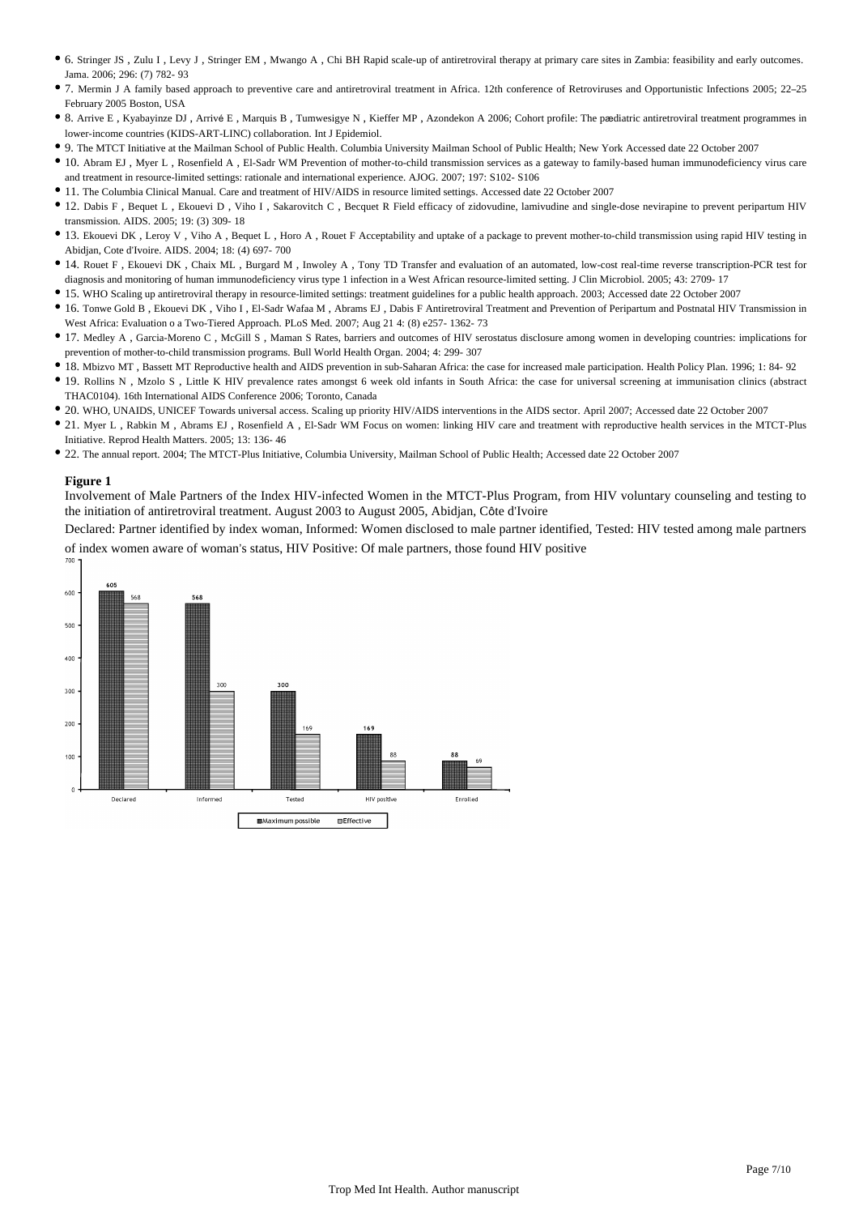- 6. Stringer JS , Zulu I , Levy J , Stringer EM , Mwango A , Chi BH Rapid scale-up of antiretroviral therapy at primary care sites in Zambia: feasibility and early outcomes. Jama. 2006; 296: (7) 782- 93
- 7. Mermin J A family based approach to preventive care and antiretroviral treatment in Africa. 12th conference of Retroviruses and Opportunistic Infections 2005; 22–25 February 2005 Boston, USA
- 8. Arrive E , Kyabayinze DJ , Arrivé E , Marquis B , Tumwesigye N , Kieffer MP , Azondekon A 2006; Cohort profile: The pædiatric antiretroviral treatment programmes in lower-income countries (KIDS-ART-LINC) collaboration. Int J Epidemiol.
- 9. The MTCT Initiative at the Mailman School of Public Health. Columbia University Mailman School of Public Health; New York Accessed date 22 October 2007
- 10. Abram EJ , Myer L , Rosenfield A , El-Sadr WM Prevention of mother-to-child transmission services as a gateway to family-based human immunodeficiency virus care and treatment in resource-limited settings: rationale and international experience. AJOG. 2007; 197: S102- S106
- 11. The Columbia Clinical Manual. Care and treatment of HIV/AIDS in resource limited settings. Accessed date 22 October 2007
- 12. Dabis F , Bequet L , Ekouevi D , Viho I , Sakarovitch C , Becquet R Field efficacy of zidovudine, lamivudine and single-dose nevirapine to prevent peripartum HIV transmission. AIDS. 2005; 19: (3) 309- 18
- 13. Ekouevi DK , Leroy V , Viho A , Bequet L , Horo A , Rouet F Acceptability and uptake of a package to prevent mother-to-child transmission using rapid HIV testing in Abidjan, Cote d'Ivoire. AIDS. 2004; 18: (4) 697- 700
- 14. Rouet F , Ekouevi DK , Chaix ML , Burgard M , Inwoley A , Tony TD Transfer and evaluation of an automated, low-cost real-time reverse transcription-PCR test for diagnosis and monitoring of human immunodeficiency virus type 1 infection in a West African resource-limited setting. J Clin Microbiol. 2005; 43: 2709- 17
- 15. WHO Scaling up antiretroviral therapy in resource-limited settings: treatment guidelines for a public health approach. 2003; Accessed date 22 October 2007
- 16. Tonwe Gold B , Ekouevi DK , Viho I , El-Sadr Wafaa M , Abrams EJ , Dabis F Antiretroviral Treatment and Prevention of Peripartum and Postnatal HIV Transmission in West Africa: Evaluation o a Two-Tiered Approach. PLoS Med. 2007; Aug 21 4: (8) e257- 1362- 73
- 17. Medley A , Garcia-Moreno C , McGill S , Maman S Rates, barriers and outcomes of HIV serostatus disclosure among women in developing countries: implications for prevention of mother-to-child transmission programs. Bull World Health Organ. 2004; 4: 299- 307
- 18. Mbizvo MT , Bassett MT Reproductive health and AIDS prevention in sub-Saharan Africa: the case for increased male participation. Health Policy Plan. 1996; 1: 84- 92
- 19. Rollins N , Mzolo S , Little K HIV prevalence rates amongst 6 week old infants in South Africa: the case for universal screening at immunisation clinics (abstract THAC0104). 16th International AIDS Conference 2006; Toronto, Canada
- 20. WHO, UNAIDS, UNICEF Towards universal access. Scaling up priority HIV/AIDS interventions in the AIDS sector. April 2007; Accessed date 22 October 2007
- 21. Myer L , Rabkin M , Abrams EJ , Rosenfield A , El-Sadr WM Focus on women: linking HIV care and treatment with reproductive health services in the MTCT-Plus Initiative. Reprod Health Matters. 2005; 13: 136- 46
- 22. The annual report. 2004; The MTCT-Plus Initiative, Columbia University, Mailman School of Public Health; Accessed date 22 October 2007

**Figure 1**

Involvement of Male Partners of the Index HIV-infected Women in the MTCT-Plus Program, from HIV voluntary counseling and testing to the initiation of antiretroviral treatment. August 2003 to August 2005, Abidjan, Côte d'Ivoire

Declared: Partner identified by index woman, Informed: Women disclosed to male partner identified, Tested: HIV tested among male partners of index women aware of woman's status, HIV Positive: Of male partners, those found HIV positive

| | Maximum possible | Effective |
|---|---|---|
| Declared | 605 | 568 |
| Informed | 568 | 300 |
| Tested | 300 | 169 |
| HIV positive | 169 | 88 |
| Enrolled | 88 | 69 |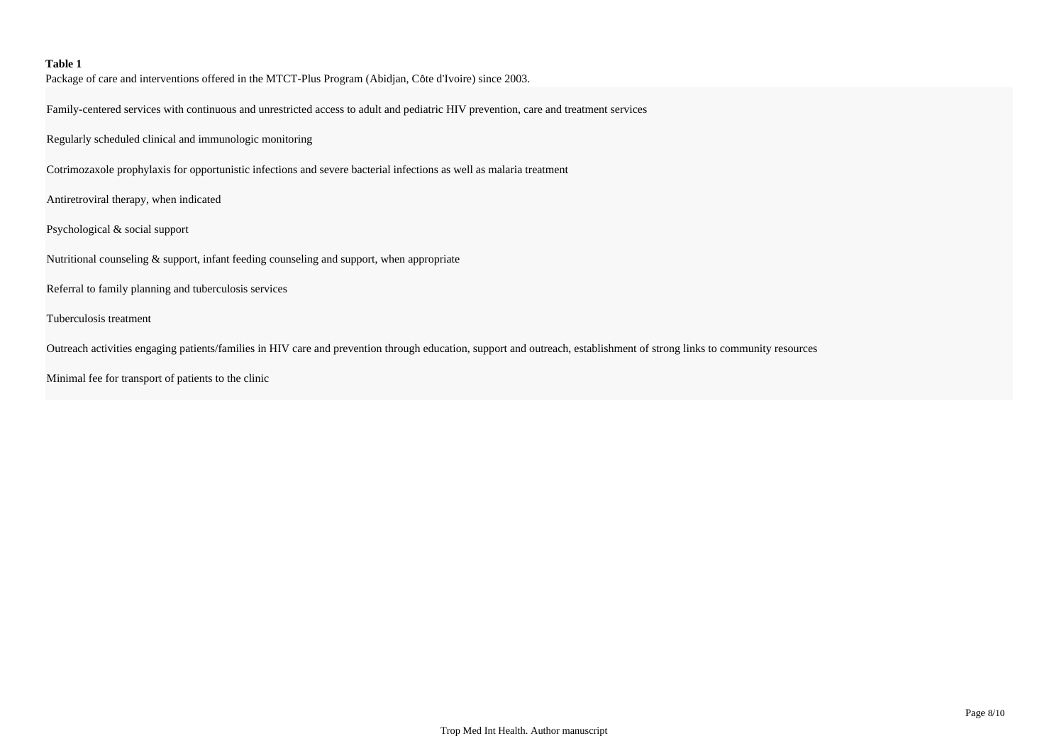**Table 1**

Package of care and interventions offered in the MTCT-Plus Program (Abidjan, Côte d'Ivoire) since 2003.

| |
|---|
| Family-centered services with continuous and unrestricted access to adult and pediatric HIV prevention, care and treatment services |
| Regularly scheduled clinical and immunologic monitoring |
| Cotrimozaxole prophylaxis for opportunistic infections and severe bacterial infections as well as malaria treatment |
| Antiretroviral therapy, when indicated |
| Psychological & social support |
| Nutritional counseling & support, infant feeding counseling and support, when appropriate |
| Referral to family planning and tuberculosis services |
| Tuberculosis treatment |
| Outreach activities engaging patients/families in HIV care and prevention through education, support and outreach, establishment of strong links to community resources |
| Minimal fee for transport of patients to the clinic |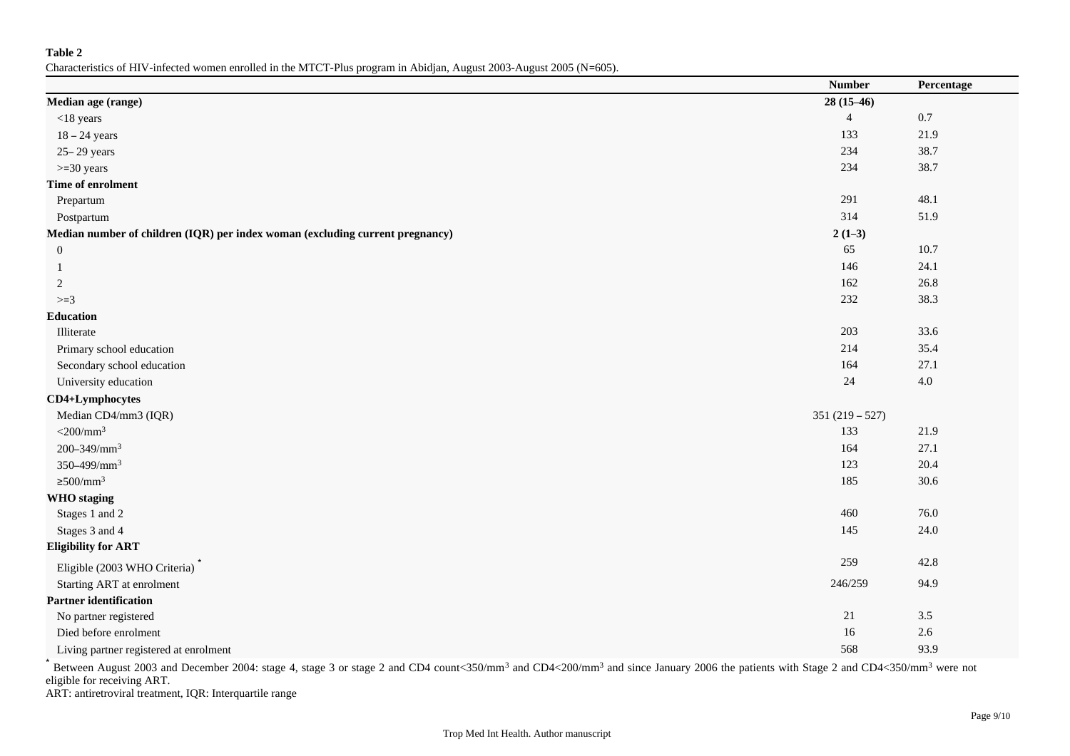**Table 2**

Characteristics of HIV-infected women enrolled in the MTCT-Plus program in Abidjan, August 2003-August 2005 (N=605).

| | Number | Percentage |
|---|---|---|
| **Median age (range)** | **28 (15–46)** | |
| <18 years | 4 | 0.7 |
| 18 – 24 years | 133 | 21.9 |
| 25– 29 years | 234 | 38.7 |
| >=30 years | 234 | 38.7 |
| **Time of enrolment** | | |
| Prepartum | 291 | 48.1 |
| Postpartum | 314 | 51.9 |
| **Median number of children (IQR) per index woman (excluding current pregnancy)** | **2 (1–3)** | |
| 0 | 65 | 10.7 |
| 1 | 146 | 24.1 |
| 2 | 162 | 26.8 |
| >=3 | 232 | 38.3 |
| **Education** | | |
| Illiterate | 203 | 33.6 |
| Primary school education | 214 | 35.4 |
| Secondary school education | 164 | 27.1 |
| University education | 24 | 4.0 |
| **CD4+Lymphocytes** | | |
| Median CD4/mm3 (IQR) | 351 (219 – 527) | |
| $<200/mm^3$ | 133 | 21.9 |
| $200–349/mm^3$ | 164 | 27.1 |
| $350–499/mm^3$ | 123 | 20.4 |
| $\geq 500/mm^3$ | 185 | 30.6 |
| **WHO staging** | | |
| Stages 1 and 2 | 460 | 76.0 |
| Stages 3 and 4 | 145 | 24.0 |
| **Eligibility for ART** | | |
| Eligible (2003 WHO Criteria) * | 259 | 42.8 |
| Starting ART at enrolment | 246/259 | 94.9 |
| **Partner identification** | | |
| No partner registered | 21 | 3.5 |
| Died before enrolment | 16 | 2.6 |
| Living partner registered at enrolment | 568 | 93.9 |

* Between August 2003 and December 2004: stage 4, stage 3 or stage 2 and CD4 count$<350/mm^3$ and CD4$<200/mm^3$ and since January 2006 the patients with Stage 2 and CD4$<350/mm^3$ were not eligible for receiving ART.

ART: antiretroviral treatment, IQR: Interquartile range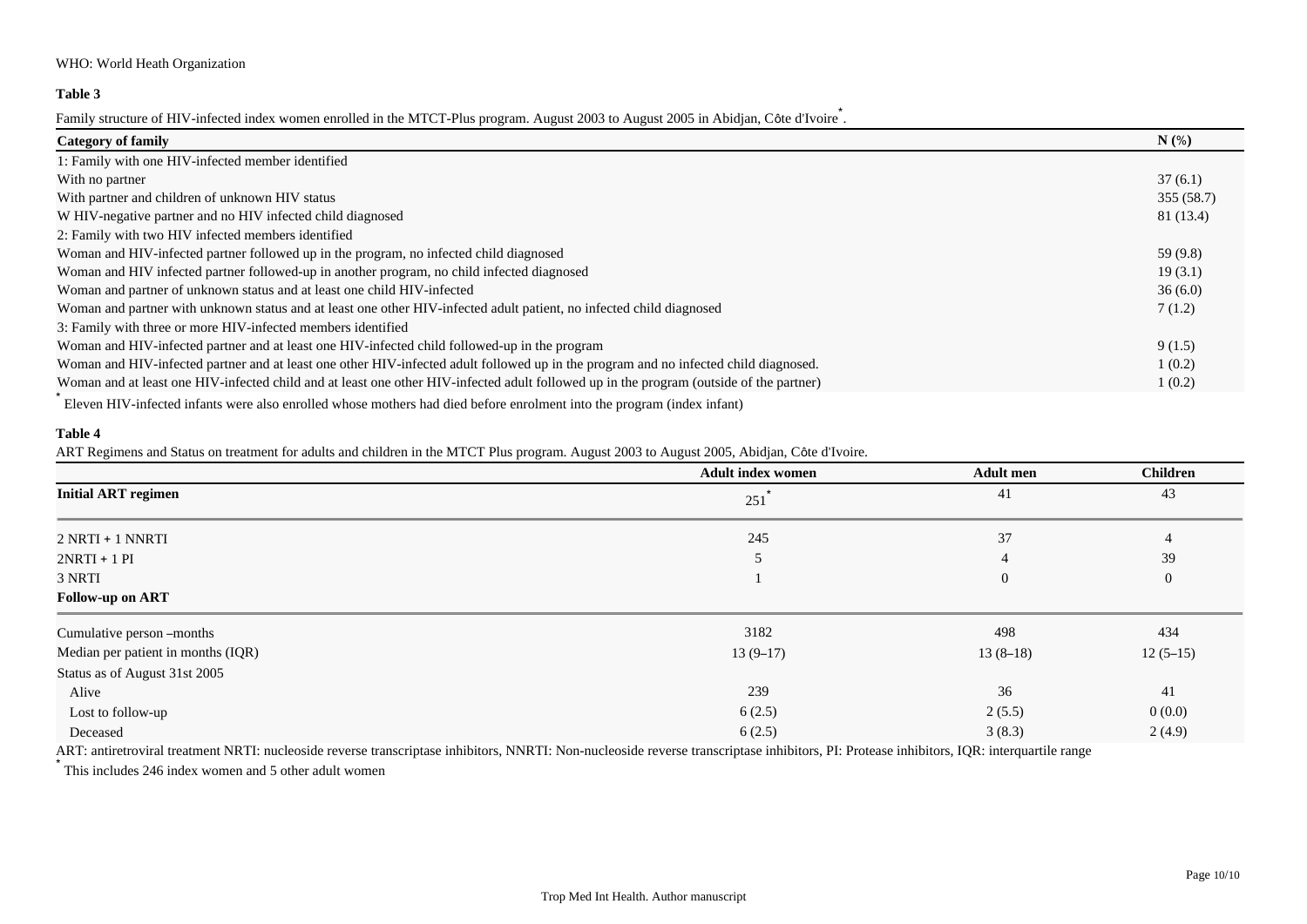WHO: World Heath Organization

**Table 3**

Family structure of HIV-infected index women enrolled in the MTCT-Plus program. August 2003 to August 2005 in Abidjan, Côte d'Ivoire[*].

| Category of family | N (%) |
|---|---|
| 1: Family with one HIV-infected member identified | |
| With no partner | 37 (6.1) |
| With partner and children of unknown HIV status | 355 (58.7) |
| W HIV-negative partner and no HIV infected child diagnosed | 81 (13.4) |
| 2: Family with two HIV infected members identified | |
| Woman and HIV-infected partner followed up in the program, no infected child diagnosed | 59 (9.8) |
| Woman and HIV infected partner followed-up in another program, no child infected diagnosed | 19 (3.1) |
| Woman and partner of unknown status and at least one child HIV-infected | 36 (6.0) |
| Woman and partner with unknown status and at least one other HIV-infected adult patient, no infected child diagnosed | 7 (1.2) |
| 3: Family with three or more HIV-infected members identified | |
| Woman and HIV-infected partner and at least one HIV-infected child followed-up in the program | 9 (1.5) |
| Woman and HIV-infected partner and at least one other HIV-infected adult followed up in the program and no infected child diagnosed. | 1 (0.2) |
| Woman and at least one HIV-infected child and at least one other HIV-infected adult followed up in the program (outside of the partner) | 1 (0.2) |

[*] Eleven HIV-infected infants were also enrolled whose mothers had died before enrolment into the program (index infant)

**Table 4**

ART Regimens and Status on treatment for adults and children in the MTCT Plus program. August 2003 to August 2005, Abidjan, Côte d'Ivoire.

| | Adult index women | Adult men | Children |
|---|---|---|---|
| **Initial ART regimen** | 251[*] | 41 | 43 |
| 2 NRTI + 1 NNRTI | 245 | 37 | 4 |
| 2NRTI + 1 PI | 5 | 4 | 39 |
| 3 NRTI | 1 | 0 | 0 |
| **Follow-up on ART** | | | |
| Cumulative person –months | 3182 | 498 | 434 |
| Median per patient in months (IQR) | 13 (9–17) | 13 (8–18) | 12 (5–15) |
| Status as of August 31st 2005 | | | |
| Alive | 239 | 36 | 41 |
| Lost to follow-up | 6 (2.5) | 2 (5.5) | 0 (0.0) |
| Deceased | 6 (2.5) | 3 (8.3) | 2 (4.9) |

ART: antiretroviral treatment NRTI: nucleoside reverse transcriptase inhibitors, NNRTI: Non-nucleoside reverse transcriptase inhibitors, PI: Protease inhibitors, IQR: interquartile range

[*] This includes 246 index women and 5 other adult women